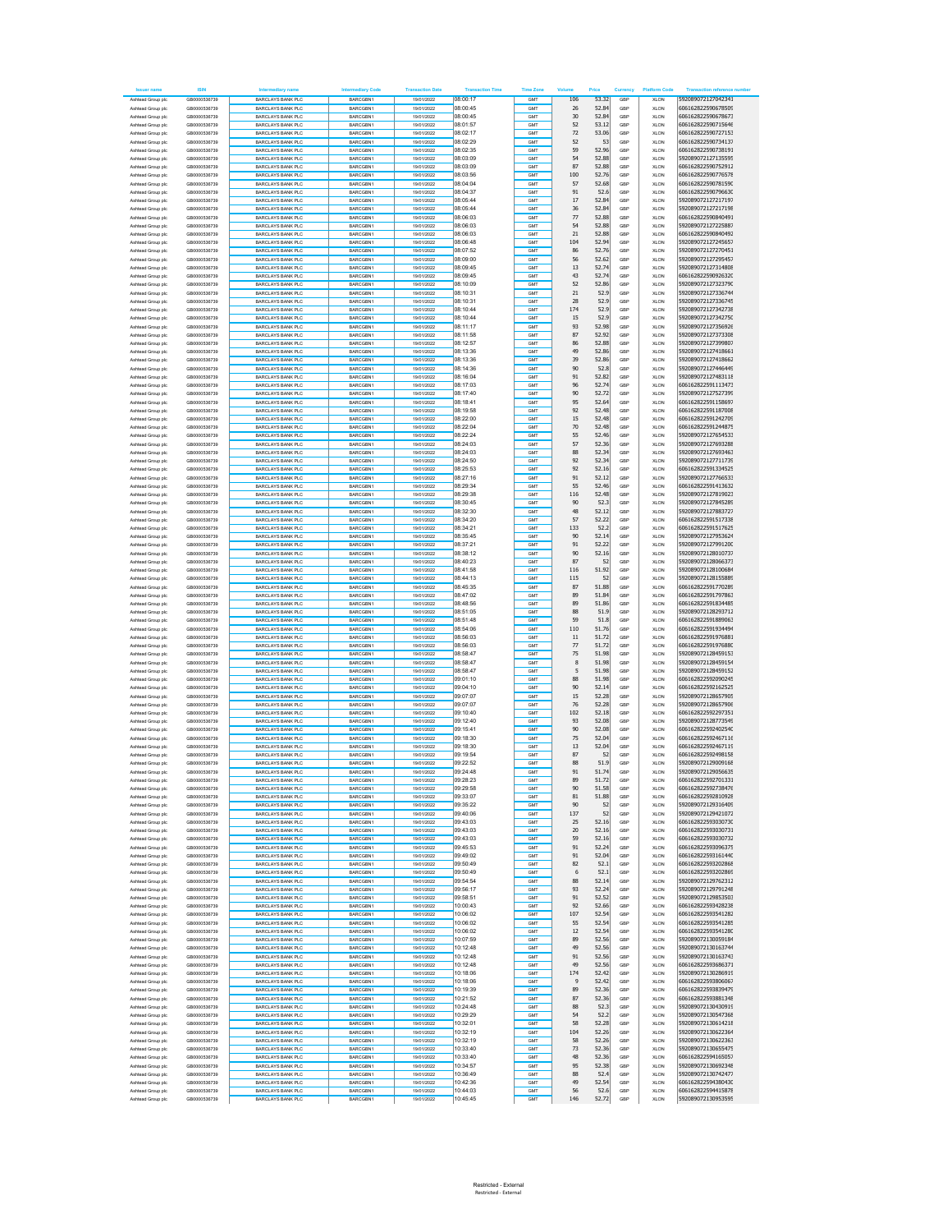| Issuer name | ISIN | Intermediary name | Intermediary Code | Transaction Date | Transaction Time | Time Zone | Volume | Price | Currency | Platform Code | Transaction reference number |
|---|---|---|---|---|---|---|---|---|---|---|---|
| Ashtead Group plc | GB0000536739 | BARCLAYS BANK PLC | BARCGBN1 | 19/01/2022 | 08:00:17 | GMT | 106 | 53.32 | GBP | XLON | 592089072127042341 |
| Ashtead Group plc | GB0000536739 | BARCLAYS BANK PLC | BARCGBN1 | 19/01/2022 | 08:00:45 | GMT | 26 | 52.84 | GBP | XLON | 606162822590678509 |
| Ashtead Group plc | GB0000536739 | BARCLAYS BANK PLC | BARCGBN1 | 19/01/2022 | 08:00:45 | GMT | 30 | 52.84 | GBP | XLON | 606162822590678673 |
| Ashtead Group plc | GB0000536739 | BARCLAYS BANK PLC | BARCGBN1 | 19/01/2022 | 08:01:57 | GMT | 52 | 53.12 | GBP | XLON | 606162822590715646 |
| Ashtead Group plc | GB0000536739 | BARCLAYS BANK PLC | BARCGBN1 | 19/01/2022 | 08:02:17 | GMT | 72 | 53.06 | GBP | XLON | 606162822590727153 |
| Ashtead Group plc | GB0000536739 | BARCLAYS BANK PLC | BARCGBN1 | 19/01/2022 | 08:02:29 | GMT | 52 | 53 | GBP | XLON | 606162822590734137 |
| Ashtead Group plc | GB0000536739 | BARCLAYS BANK PLC | BARCGBN1 | 19/01/2022 | 08:02:35 | GMT | 59 | 52.96 | GBP | XLON | 606162822590738191 |
| Ashtead Group plc | GB0000536739 | BARCLAYS BANK PLC | BARCGBN1 | 19/01/2022 | 08:03:09 | GMT | 54 | 52.88 | GBP | XLON | 592089072127135595 |
| Ashtead Group plc | GB0000536739 | BARCLAYS BANK PLC | BARCGBN1 | 19/01/2022 | 08:03:09 | GMT | 87 | 52.88 | GBP | XLON | 606162822590752912 |
| Ashtead Group plc | GB0000536739 | BARCLAYS BANK PLC | BARCGBN1 | 19/01/2022 | 08:03:56 | GMT | 100 | 52.76 | GBP | XLON | 606162822590776576 |
| Ashtead Group plc | GB0000536739 | BARCLAYS BANK PLC | BARCGBN1 | 19/01/2022 | 08:04:04 | GMT | 57 | 52.68 | GBP | XLON | 606162822590781590 |
| Ashtead Group plc | GB0000536739 | BARCLAYS BANK PLC | BARCGBN1 | 19/01/2022 | 08:04:37 | GMT | 91 | 52.6 | GBP | XLON | 606162822590796630 |
| Ashtead Group plc | GB0000536739 | BARCLAYS BANK PLC | BARCGBN1 | 19/01/2022 | 08:05:44 | GMT | 17 | 52.84 | GBP | XLON | 592089072127217197 |
| Ashtead Group plc | GB0000536739 | BARCLAYS BANK PLC | BARCGBN1 | 19/01/2022 | 08:05:44 | GMT | 36 | 52.84 | GBP | XLON | 592089072127217198 |
| Ashtead Group plc | GB0000536739 | BARCLAYS BANK PLC | BARCGBN1 | 19/01/2022 | 08:06:03 | GMT | 77 | 52.88 | GBP | XLON | 606162822590840491 |
| Ashtead Group plc | GB0000536739 | BARCLAYS BANK PLC | BARCGBN1 | 19/01/2022 | 08:06:03 | GMT | 54 | 52.88 | GBP | XLON | 592089072127225887 |
| Ashtead Group plc | GB0000536739 | BARCLAYS BANK PLC | BARCGBN1 | 19/01/2022 | 08:06:03 | GMT | 21 | 52.88 | GBP | XLON | 606162822590840492 |
| Ashtead Group plc | GB0000536739 | BARCLAYS BANK PLC | BARCGBN1 | 19/01/2022 | 08:06:48 | GMT | 104 | 52.94 | GBP | XLON | 592089072127245657 |
| Ashtead Group plc | GB0000536739 | BARCLAYS BANK PLC | BARCGBN1 | 19/01/2022 | 08:07:52 | GMT | 86 | 52.76 | GBP | XLON | 592089072127270451 |
| Ashtead Group plc | GB0000536739 | BARCLAYS BANK PLC | BARCGBN1 | 19/01/2022 | 08:09:00 | GMT | 56 | 52.62 | GBP | XLON | 592089072127295457 |
| Ashtead Group plc | GB0000536739 | BARCLAYS BANK PLC | BARCGBN1 | 19/01/2022 | 08:09:45 | GMT | 13 | 52.74 | GBP | XLON | 592089072127314808 |
| Ashtead Group plc | GB0000536739 | BARCLAYS BANK PLC | BARCGBN1 | 19/01/2022 | 08:09:45 | GMT | 43 | 52.74 | GBP | XLON | 606162822590926320 |
| Ashtead Group plc | GB0000536739 | BARCLAYS BANK PLC | BARCGBN1 | 19/01/2022 | 08:10:09 | GMT | 52 | 52.86 | GBP | XLON | 592089072127323790 |
| Ashtead Group plc | GB0000536739 | BARCLAYS BANK PLC | BARCGBN1 | 19/01/2022 | 08:10:31 | GMT | 21 | 52.9 | GBP | XLON | 592089072127336744 |
| Ashtead Group plc | GB0000536739 | BARCLAYS BANK PLC | BARCGBN1 | 19/01/2022 | 08:10:31 | GMT | 28 | 52.9 | GBP | XLON | 592089072127336745 |
| Ashtead Group plc | GB0000536739 | BARCLAYS BANK PLC | BARCGBN1 | 19/01/2022 | 08:10:44 | GMT | 174 | 52.9 | GBP | XLON | 592089072127342738 |
| Ashtead Group plc | GB0000536739 | BARCLAYS BANK PLC | BARCGBN1 | 19/01/2022 | 08:10:44 | GMT | 15 | 52.9 | GBP | XLON | 592089072127342750 |
| Ashtead Group plc | GB0000536739 | BARCLAYS BANK PLC | BARCGBN1 | 19/01/2022 | 08:11:17 | GMT | 93 | 52.98 | GBP | XLON | 592089072127356926 |
| Ashtead Group plc | GB0000536739 | BARCLAYS BANK PLC | BARCGBN1 | 19/01/2022 | 08:11:58 | GMT | 87 | 52.92 | GBP | XLON | 592089072127373308 |
| Ashtead Group plc | GB0000536739 | BARCLAYS BANK PLC | BARCGBN1 | 19/01/2022 | 08:12:57 | GMT | 86 | 52.88 | GBP | XLON | 592089072127399807 |
| Ashtead Group plc | GB0000536739 | BARCLAYS BANK PLC | BARCGBN1 | 19/01/2022 | 08:13:36 | GMT | 49 | 52.86 | GBP | XLON | 592089072127418661 |
| Ashtead Group plc | GB0000536739 | BARCLAYS BANK PLC | BARCGBN1 | 19/01/2022 | 08:13:36 | GMT | 39 | 52.86 | GBP | XLON | 592089072127418662 |
| Ashtead Group plc | GB0000536739 | BARCLAYS BANK PLC | BARCGBN1 | 19/01/2022 | 08:14:36 | GMT | 90 | 52.8 | GBP | XLON | 592089072127446449 |
| Ashtead Group plc | GB0000536739 | BARCLAYS BANK PLC | BARCGBN1 | 19/01/2022 | 08:16:04 | GMT | 91 | 52.82 | GBP | XLON | 592089072127483118 |
| Ashtead Group plc | GB0000536739 | BARCLAYS BANK PLC | BARCGBN1 | 19/01/2022 | 08:17:03 | GMT | 96 | 52.74 | GBP | XLON | 606162822591113473 |
| Ashtead Group plc | GB0000536739 | BARCLAYS BANK PLC | BARCGBN1 | 19/01/2022 | 08:17:40 | GMT | 90 | 52.72 | GBP | XLON | 592089072127527395 |
| Ashtead Group plc | GB0000536739 | BARCLAYS BANK PLC | BARCGBN1 | 19/01/2022 | 08:18:41 | GMT | 95 | 52.64 | GBP | XLON | 606162822591158697 |
| Ashtead Group plc | GB0000536739 | BARCLAYS BANK PLC | BARCGBN1 | 19/01/2022 | 08:19:58 | GMT | 92 | 52.48 | GBP | XLON | 606162822591187008 |
| Ashtead Group plc | GB0000536739 | BARCLAYS BANK PLC | BARCGBN1 | 19/01/2022 | 08:22:00 | GMT | 15 | 52.48 | GBP | XLON | 606162822591242709 |
| Ashtead Group plc | GB0000536739 | BARCLAYS BANK PLC | BARCGBN1 | 19/01/2022 | 08:22:04 | GMT | 70 | 52.48 | GBP | XLON | 606162822591244875 |
| Ashtead Group plc | GB0000536739 | BARCLAYS BANK PLC | BARCGBN1 | 19/01/2022 | 08:22:24 | GMT | 55 | 52.46 | GBP | XLON | 592089072127654533 |
| Ashtead Group plc | GB0000536739 | BARCLAYS BANK PLC | BARCGBN1 | 19/01/2022 | 08:24:03 | GMT | 57 | 52.36 | GBP | XLON | 592089072127693288 |
| Ashtead Group plc | GB0000536739 | BARCLAYS BANK PLC | BARCGBN1 | 19/01/2022 | 08:24:03 | GMT | 88 | 52.34 | GBP | XLON | 592089072127693463 |
| Ashtead Group plc | GB0000536739 | BARCLAYS BANK PLC | BARCGBN1 | 19/01/2022 | 08:24:50 | GMT | 92 | 52.34 | GBP | XLON | 592089072127711735 |
| Ashtead Group plc | GB0000536739 | BARCLAYS BANK PLC | BARCGBN1 | 19/01/2022 | 08:25:53 | GMT | 92 | 52.16 | GBP | XLON | 606162822591334525 |
| Ashtead Group plc | GB0000536739 | BARCLAYS BANK PLC | BARCGBN1 | 19/01/2022 | 08:27:16 | GMT | 91 | 52.12 | GBP | XLON | 592089072127766533 |
| Ashtead Group plc | GB0000536739 | BARCLAYS BANK PLC | BARCGBN1 | 19/01/2022 | 08:29:34 | GMT | 55 | 52.46 | GBP | XLON | 606162822591413632 |
| Ashtead Group plc | GB0000536739 | BARCLAYS BANK PLC | BARCGBN1 | 19/01/2022 | 08:29:38 | GMT | 116 | 52.48 | GBP | XLON | 592089072127819023 |
| Ashtead Group plc | GB0000536739 | BARCLAYS BANK PLC | BARCGBN1 | 19/01/2022 | 08:30:45 | GMT | 90 | 52.3 | GBP | XLON | 592089072127845289 |
| Ashtead Group plc | GB0000536739 | BARCLAYS BANK PLC | BARCGBN1 | 19/01/2022 | 08:32:30 | GMT | 48 | 52.12 | GBP | XLON | 592089072127883727 |
| Ashtead Group plc | GB0000536739 | BARCLAYS BANK PLC | BARCGBN1 | 19/01/2022 | 08:34:20 | GMT | 57 | 52.22 | GBP | XLON | 606162822591517338 |
| Ashtead Group plc | GB0000536739 | BARCLAYS BANK PLC | BARCGBN1 | 19/01/2022 | 08:34:21 | GMT | 133 | 52.2 | GBP | XLON | 606162822591517625 |
| Ashtead Group plc | GB0000536739 | BARCLAYS BANK PLC | BARCGBN1 | 19/01/2022 | 08:35:45 | GMT | 90 | 52.14 | GBP | XLON | 592089072127953624 |
| Ashtead Group plc | GB0000536739 | BARCLAYS BANK PLC | BARCGBN1 | 19/01/2022 | 08:37:21 | GMT | 91 | 52.22 | GBP | XLON | 592089072127991200 |
| Ashtead Group plc | GB0000536739 | BARCLAYS BANK PLC | BARCGBN1 | 19/01/2022 | 08:38:12 | GMT | 90 | 52.16 | GBP | XLON | 592089072128010737 |
| Ashtead Group plc | GB0000536739 | BARCLAYS BANK PLC | BARCGBN1 | 19/01/2022 | 08:40:23 | GMT | 87 | 52 | GBP | XLON | 592089072128066373 |
| Ashtead Group plc | GB0000536739 | BARCLAYS BANK PLC | BARCGBN1 | 19/01/2022 | 08:41:58 | GMT | 116 | 51.92 | GBP | XLON | 592089072128100684 |
| Ashtead Group plc | GB0000536739 | BARCLAYS BANK PLC | BARCGBN1 | 19/01/2022 | 08:44:13 | GMT | 115 | 52 | GBP | XLON | 592089072128155889 |
| Ashtead Group plc | GB0000536739 | BARCLAYS BANK PLC | BARCGBN1 | 19/01/2022 | 08:45:35 | GMT | 87 | 51.88 | GBP | XLON | 606162822591770289 |
| Ashtead Group plc | GB0000536739 | BARCLAYS BANK PLC | BARCGBN1 | 19/01/2022 | 08:47:02 | GMT | 89 | 51.84 | GBP | XLON | 606162822591797863 |
| Ashtead Group plc | GB0000536739 | BARCLAYS BANK PLC | BARCGBN1 | 19/01/2022 | 08:48:56 | GMT | 89 | 51.86 | GBP | XLON | 606162822591834485 |
| Ashtead Group plc | GB0000536739 | BARCLAYS BANK PLC | BARCGBN1 | 19/01/2022 | 08:51:05 | GMT | 88 | 51.9 | GBP | XLON | 592089072128293712 |
| Ashtead Group plc | GB0000536739 | BARCLAYS BANK PLC | BARCGBN1 | 19/01/2022 | 08:51:48 | GMT | 59 | 51.8 | GBP | XLON | 606162822591889063 |
| Ashtead Group plc | GB0000536739 | BARCLAYS BANK PLC | BARCGBN1 | 19/01/2022 | 08:54:06 | GMT | 110 | 51.76 | GBP | XLON | 606162822591934494 |
| Ashtead Group plc | GB0000536739 | BARCLAYS BANK PLC | BARCGBN1 | 19/01/2022 | 08:56:03 | GMT | 11 | 51.72 | GBP | XLON | 606162822591976881 |
| Ashtead Group plc | GB0000536739 | BARCLAYS BANK PLC | BARCGBN1 | 19/01/2022 | 08:56:03 | GMT | 77 | 51.72 | GBP | XLON | 606162822591976880 |
| Ashtead Group plc | GB0000536739 | BARCLAYS BANK PLC | BARCGBN1 | 19/01/2022 | 08:58:47 | GMT | 75 | 51.98 | GBP | XLON | 592089072128459153 |
| Ashtead Group plc | GB0000536739 | BARCLAYS BANK PLC | BARCGBN1 | 19/01/2022 | 08:58:47 | GMT | 8 | 51.98 | GBP | XLON | 592089072128459154 |
| Ashtead Group plc | GB0000536739 | BARCLAYS BANK PLC | BARCGBN1 | 19/01/2022 | 08:58:47 | GMT | 5 | 51.98 | GBP | XLON | 592089072128459152 |
| Ashtead Group plc | GB0000536739 | BARCLAYS BANK PLC | BARCGBN1 | 19/01/2022 | 09:01:10 | GMT | 88 | 51.98 | GBP | XLON | 606162822592090245 |
| Ashtead Group plc | GB0000536739 | BARCLAYS BANK PLC | BARCGBN1 | 19/01/2022 | 09:04:10 | GMT | 90 | 52.14 | GBP | XLON | 606162822592162525 |
| Ashtead Group plc | GB0000536739 | BARCLAYS BANK PLC | BARCGBN1 | 19/01/2022 | 09:07:07 | GMT | 15 | 52.28 | GBP | XLON | 592089072128657905 |
| Ashtead Group plc | GB0000536739 | BARCLAYS BANK PLC | BARCGBN1 | 19/01/2022 | 09:07:07 | GMT | 76 | 52.28 | GBP | XLON | 592089072128657906 |
| Ashtead Group plc | GB0000536739 | BARCLAYS BANK PLC | BARCGBN1 | 19/01/2022 | 09:10:40 | GMT | 102 | 52.18 | GBP | XLON | 606162822592297351 |
| Ashtead Group plc | GB0000536739 | BARCLAYS BANK PLC | BARCGBN1 | 19/01/2022 | 09:12:40 | GMT | 93 | 52.08 | GBP | XLON | 592089072128773549 |
| Ashtead Group plc | GB0000536739 | BARCLAYS BANK PLC | BARCGBN1 | 19/01/2022 | 09:15:41 | GMT | 90 | 52.08 | GBP | XLON | 606162822592402540 |
| Ashtead Group plc | GB0000536739 | BARCLAYS BANK PLC | BARCGBN1 | 19/01/2022 | 09:18:30 | GMT | 75 | 52.04 | GBP | XLON | 606162822592467118 |
| Ashtead Group plc | GB0000536739 | BARCLAYS BANK PLC | BARCGBN1 | 19/01/2022 | 09:18:30 | GMT | 13 | 52.04 | GBP | XLON | 606162822592467119 |
| Ashtead Group plc | GB0000536739 | BARCLAYS BANK PLC | BARCGBN1 | 19/01/2022 | 09:19:54 | GMT | 87 | 52 | GBP | XLON | 606162822592498158 |
| Ashtead Group plc | GB0000536739 | BARCLAYS BANK PLC | BARCGBN1 | 19/01/2022 | 09:22:52 | GMT | 88 | 51.9 | GBP | XLON | 592089072129009168 |
| Ashtead Group plc | GB0000536739 | BARCLAYS BANK PLC | BARCGBN1 | 19/01/2022 | 09:24:48 | GMT | 91 | 51.74 | GBP | XLON | 592089072129056635 |
| Ashtead Group plc | GB0000536739 | BARCLAYS BANK PLC | BARCGBN1 | 19/01/2022 | 09:28:23 | GMT | 89 | 51.72 | GBP | XLON | 606162822592701331 |
| Ashtead Group plc | GB0000536739 | BARCLAYS BANK PLC | BARCGBN1 | 19/01/2022 | 09:29:58 | GMT | 90 | 51.58 | GBP | XLON | 606162822592738476 |
| Ashtead Group plc | GB0000536739 | BARCLAYS BANK PLC | BARCGBN1 | 19/01/2022 | 09:33:07 | GMT | 81 | 51.88 | GBP | XLON | 606162822592810928 |
| Ashtead Group plc | GB0000536739 | BARCLAYS BANK PLC | BARCGBN1 | 19/01/2022 | 09:35:22 | GMT | 90 | 52 | GBP | XLON | 592089072129316409 |
| Ashtead Group plc | GB0000536739 | BARCLAYS BANK PLC | BARCGBN1 | 19/01/2022 | 09:40:06 | GMT | 137 | 52 | GBP | XLON | 592089072129421072 |
| Ashtead Group plc | GB0000536739 | BARCLAYS BANK PLC | BARCGBN1 | 19/01/2022 | 09:43:03 | GMT | 25 | 52.16 | GBP | XLON | 606162822593030730 |
| Ashtead Group plc | GB0000536739 | BARCLAYS BANK PLC | BARCGBN1 | 19/01/2022 | 09:43:03 | GMT | 20 | 52.16 | GBP | XLON | 606162822593030731 |
| Ashtead Group plc | GB0000536739 | BARCLAYS BANK PLC | BARCGBN1 | 19/01/2022 | 09:43:03 | GMT | 59 | 52.16 | GBP | XLON | 606162822593030732 |
| Ashtead Group plc | GB0000536739 | BARCLAYS BANK PLC | BARCGBN1 | 19/01/2022 | 09:45:53 | GMT | 91 | 52.24 | GBP | XLON | 606162822593096375 |
| Ashtead Group plc | GB0000536739 | BARCLAYS BANK PLC | BARCGBN1 | 19/01/2022 | 09:49:02 | GMT | 91 | 52.04 | GBP | XLON | 606162822593161440 |
| Ashtead Group plc | GB0000536739 | BARCLAYS BANK PLC | BARCGBN1 | 19/01/2022 | 09:50:49 | GMT | 82 | 52.1 | GBP | XLON | 606162822593202868 |
| Ashtead Group plc | GB0000536739 | BARCLAYS BANK PLC | BARCGBN1 | 19/01/2022 | 09:50:49 | GMT | 6 | 52.1 | GBP | XLON | 606162822593202869 |
| Ashtead Group plc | GB0000536739 | BARCLAYS BANK PLC | BARCGBN1 | 19/01/2022 | 09:54:54 | GMT | 88 | 52.14 | GBP | XLON | 592089072129762312 |
| Ashtead Group plc | GB0000536739 | BARCLAYS BANK PLC | BARCGBN1 | 19/01/2022 | 09:56:17 | GMT | 93 | 52.24 | GBP | XLON | 592089072129791248 |
| Ashtead Group plc | GB0000536739 | BARCLAYS BANK PLC | BARCGBN1 | 19/01/2022 | 09:58:51 | GMT | 91 | 52.52 | GBP | XLON | 592089072129853503 |
| Ashtead Group plc | GB0000536739 | BARCLAYS BANK PLC | BARCGBN1 | 19/01/2022 | 10:00:43 | GMT | 92 | 52.66 | GBP | XLON | 606162822593428238 |
| Ashtead Group plc | GB0000536739 | BARCLAYS BANK PLC | BARCGBN1 | 19/01/2022 | 10:06:02 | GMT | 107 | 52.54 | GBP | XLON | 606162822593541282 |
| Ashtead Group plc | GB0000536739 | BARCLAYS BANK PLC | BARCGBN1 | 19/01/2022 | 10:06:02 | GMT | 55 | 52.54 | GBP | XLON | 606162822593541285 |
| Ashtead Group plc | GB0000536739 | BARCLAYS BANK PLC | BARCGBN1 | 19/01/2022 | 10:06:02 | GMT | 12 | 52.54 | GBP | XLON | 606162822593541280 |
| Ashtead Group plc | GB0000536739 | BARCLAYS BANK PLC | BARCGBN1 | 19/01/2022 | 10:07:59 | GMT | 89 | 52.56 | GBP | XLON | 592089072130059184 |
| Ashtead Group plc | GB0000536739 | BARCLAYS BANK PLC | BARCGBN1 | 19/01/2022 | 10:12:48 | GMT | 49 | 52.56 | GBP | XLON | 592089072130163744 |
| Ashtead Group plc | GB0000536739 | BARCLAYS BANK PLC | BARCGBN1 | 19/01/2022 | 10:12:48 | GMT | 91 | 52.56 | GBP | XLON | 592089072130163743 |
| Ashtead Group plc | GB0000536739 | BARCLAYS BANK PLC | BARCGBN1 | 19/01/2022 | 10:12:48 | GMT | 49 | 52.56 | GBP | XLON | 606162822593686371 |
| Ashtead Group plc | GB0000536739 | BARCLAYS BANK PLC | BARCGBN1 | 19/01/2022 | 10:18:06 | GMT | 174 | 52.42 | GBP | XLON | 592089072130286919 |
| Ashtead Group plc | GB0000536739 | BARCLAYS BANK PLC | BARCGBN1 | 19/01/2022 | 10:18:06 | GMT | 9 | 52.42 | GBP | XLON | 606162822593806067 |
| Ashtead Group plc | GB0000536739 | BARCLAYS BANK PLC | BARCGBN1 | 19/01/2022 | 10:19:39 | GMT | 89 | 52.36 | GBP | XLON | 606162822593839475 |
| Ashtead Group plc | GB0000536739 | BARCLAYS BANK PLC | BARCGBN1 | 19/01/2022 | 10:21:52 | GMT | 87 | 52.36 | GBP | XLON | 606162822593881348 |
| Ashtead Group plc | GB0000536739 | BARCLAYS BANK PLC | BARCGBN1 | 19/01/2022 | 10:24:48 | GMT | 88 | 52.3 | GBP | XLON | 592089072130430919 |
| Ashtead Group plc | GB0000536739 | BARCLAYS BANK PLC | BARCGBN1 | 19/01/2022 | 10:29:29 | GMT | 54 | 52.2 | GBP | XLON | 592089072130547368 |
| Ashtead Group plc | GB0000536739 | BARCLAYS BANK PLC | BARCGBN1 | 19/01/2022 | 10:32:01 | GMT | 58 | 52.28 | GBP | XLON | 592089072130614218 |
| Ashtead Group plc | GB0000536739 | BARCLAYS BANK PLC | BARCGBN1 | 19/01/2022 | 10:32:19 | GMT | 104 | 52.26 | GBP | XLON | 592089072130622364 |
| Ashtead Group plc | GB0000536739 | BARCLAYS BANK PLC | BARCGBN1 | 19/01/2022 | 10:32:19 | GMT | 58 | 52.26 | GBP | XLON | 592089072130622363 |
| Ashtead Group plc | GB0000536739 | BARCLAYS BANK PLC | BARCGBN1 | 19/01/2022 | 10:33:40 | GMT | 73 | 52.36 | GBP | XLON | 592089072130655475 |
| Ashtead Group plc | GB0000536739 | BARCLAYS BANK PLC | BARCGBN1 | 19/01/2022 | 10:33:40 | GMT | 48 | 52.36 | GBP | XLON | 606162822594165057 |
| Ashtead Group plc | GB0000536739 | BARCLAYS BANK PLC | BARCGBN1 | 19/01/2022 | 10:34:57 | GMT | 95 | 52.38 | GBP | XLON | 592089072130692348 |
| Ashtead Group plc | GB0000536739 | BARCLAYS BANK PLC | BARCGBN1 | 19/01/2022 | 10:36:49 | GMT | 88 | 52.4 | GBP | XLON | 592089072130742477 |
| Ashtead Group plc | GB0000536739 | BARCLAYS BANK PLC | BARCGBN1 | 19/01/2022 | 10:42:36 | GMT | 49 | 52.54 | GBP | XLON | 606162822594380430 |
| Ashtead Group plc | GB0000536739 | BARCLAYS BANK PLC | BARCGBN1 | 19/01/2022 | 10:44:03 | GMT | 56 | 52.6 | GBP | XLON | 606162822594415879 |
| Ashtead Group plc | GB0000536739 | BARCLAYS BANK PLC | BARCGBN1 | 19/01/2022 | 10:45:45 | GMT | 146 | 52.72 | GBP | XLON | 592089072130953595 |

Restricted - External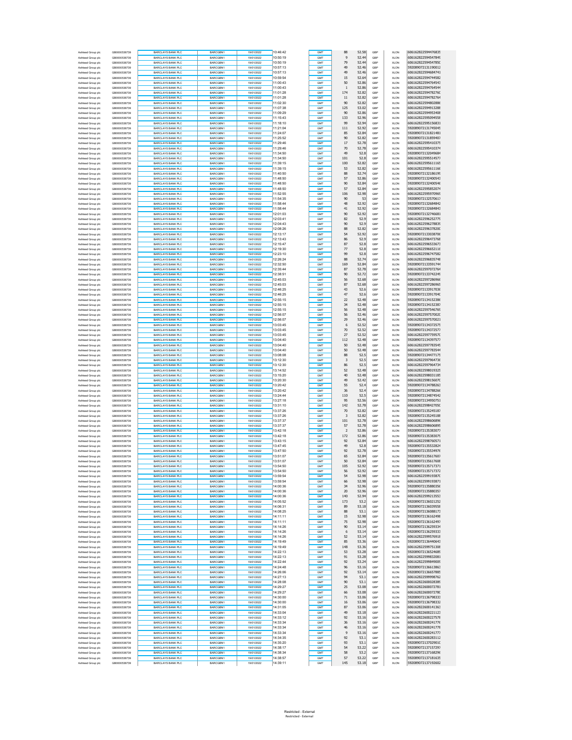| | | | | | | | | | | |
|---|---|---|---|---|---|---|---|---|---|---|
| Ashtead Group plc | GB0000536739 | BARCLAYS BANK PLC | BARCGBN1 | 19/01/2022 | 10:46:42 | GMT | 88 | 52.58 | GBP | XLON | 606162822594476839 |
| Ashtead Group plc | GB0000536739 | BARCLAYS BANK PLC | BARCGBN1 | 19/01/2022 | 10:50:19 | GMT | 9 | 52.44 | GBP | XLON | 606162822594547849 |
| Ashtead Group plc | GB0000536739 | BARCLAYS BANK PLC | BARCGBN1 | 19/01/2022 | 10:50:19 | GMT | 79 | 52.44 | GBP | XLON | 606162822594547850 |
| Ashtead Group plc | GB0000536739 | BARCLAYS BANK PLC | BARCGBN1 | 19/01/2022 | 10:57:13 | GMT | 49 | 52.46 | GBP | XLON | 592089072131190012 |
| Ashtead Group plc | GB0000536739 | BARCLAYS BANK PLC | BARCGBN1 | 19/01/2022 | 10:57:13 | GMT | 49 | 52.46 | GBP | XLON | 606162822594684741 |
| Ashtead Group plc | GB0000536739 | BARCLAYS BANK PLC | BARCGBN1 | 19/01/2022 | 10:59:54 | GMT | 15 | 52.64 | GBP | XLON | 606162822594744582 |
| Ashtead Group plc | GB0000536739 | BARCLAYS BANK PLC | BARCGBN1 | 19/01/2022 | 11:00:43 | GMT | 50 | 52.86 | GBP | XLON | 606162822594764543 |
| Ashtead Group plc | GB0000536739 | BARCLAYS BANK PLC | BARCGBN1 | 19/01/2022 | 11:00:43 | GMT | 1 | 52.86 | GBP | XLON | 606162822594764544 |
| Ashtead Group plc | GB0000536739 | BARCLAYS BANK PLC | BARCGBN1 | 19/01/2022 | 11:01:28 | GMT | 174 | 52.82 | GBP | XLON | 606162822594782760 |
| Ashtead Group plc | GB0000536739 | BARCLAYS BANK PLC | BARCGBN1 | 19/01/2022 | 11:01:28 | GMT | 11 | 52.82 | GBP | XLON | 606162822594782764 |
| Ashtead Group plc | GB0000536739 | BARCLAYS BANK PLC | BARCGBN1 | 19/01/2022 | 11:02:30 | GMT | 90 | 52.82 | GBP | XLON | 606162822594802886 |
| Ashtead Group plc | GB0000536739 | BARCLAYS BANK PLC | BARCGBN1 | 19/01/2022 | 11:07:38 | GMT | 125 | 53.02 | GBP | XLON | 606162822594913288 |
| Ashtead Group plc | GB0000536739 | BARCLAYS BANK PLC | BARCGBN1 | 19/01/2022 | 11:09:29 | GMT | 90 | 52.86 | GBP | XLON | 606162822594953408 |
| Ashtead Group plc | GB0000536739 | BARCLAYS BANK PLC | BARCGBN1 | 19/01/2022 | 11:15:43 | GMT | 133 | 52.96 | GBP | XLON | 606162822595094558 |
| Ashtead Group plc | GB0000536739 | BARCLAYS BANK PLC | BARCGBN1 | 19/01/2022 | 11:18:10 | GMT | 99 | 52.94 | GBP | XLON | 606162822595156831 |
| Ashtead Group plc | GB0000536739 | BARCLAYS BANK PLC | BARCGBN1 | 19/01/2022 | 11:21:04 | GMT | 111 | 52.92 | GBP | XLON | 592089072131745045 |
| Ashtead Group plc | GB0000536739 | BARCLAYS BANK PLC | BARCGBN1 | 19/01/2022 | 11:24:07 | GMT | 85 | 52.84 | GBP | XLON | 592089072131821481 |
| Ashtead Group plc | GB0000536739 | BARCLAYS BANK PLC | BARCGBN1 | 19/01/2022 | 11:25:52 | GMT | 90 | 52.82 | GBP | XLON | 592089072131859407 |
| Ashtead Group plc | GB0000536739 | BARCLAYS BANK PLC | BARCGBN1 | 19/01/2022 | 11:29:46 | GMT | 17 | 52.78 | GBP | XLON | 606162822595410375 |
| Ashtead Group plc | GB0000536739 | BARCLAYS BANK PLC | BARCGBN1 | 19/01/2022 | 11:29:46 | GMT | 70 | 52.78 | GBP | XLON | 606162822595410374 |
| Ashtead Group plc | GB0000536739 | BARCLAYS BANK PLC | BARCGBN1 | 19/01/2022 | 11:34:50 | GMT | 49 | 52.8 | GBP | XLON | 592089072132049684 |
| Ashtead Group plc | GB0000536739 | BARCLAYS BANK PLC | BARCGBN1 | 19/01/2022 | 11:34:50 | GMT | 101 | 52.8 | GBP | XLON | 606162822595514577 |
| Ashtead Group plc | GB0000536739 | BARCLAYS BANK PLC | BARCGBN1 | 19/01/2022 | 11:39:15 | GMT | 100 | 52.82 | GBP | XLON | 606162822595611165 |
| Ashtead Group plc | GB0000536739 | BARCLAYS BANK PLC | BARCGBN1 | 19/01/2022 | 11:39:15 | GMT | 53 | 52.82 | GBP | XLON | 606162822595611166 |
| Ashtead Group plc | GB0000536739 | BARCLAYS BANK PLC | BARCGBN1 | 19/01/2022 | 11:40:50 | GMT | 88 | 52.74 | GBP | XLON | 592089072132186199 |
| Ashtead Group plc | GB0000536739 | BARCLAYS BANK PLC | BARCGBN1 | 19/01/2022 | 11:48:50 | GMT | 57 | 52.86 | GBP | XLON | 592089072132400543 |
| Ashtead Group plc | GB0000536739 | BARCLAYS BANK PLC | BARCGBN1 | 19/01/2022 | 11:48:50 | GMT | 90 | 52.84 | GBP | XLON | 592089072132400546 |
| Ashtead Group plc | GB0000536739 | BARCLAYS BANK PLC | BARCGBN1 | 19/01/2022 | 11:48:50 | GMT | 57 | 52.84 | GBP | XLON | 606162822595852074 |
| Ashtead Group plc | GB0000536739 | BARCLAYS BANK PLC | BARCGBN1 | 19/01/2022 | 11:52:55 | GMT | 106 | 52.98 | GBP | XLON | 606162822595970969 |
| Ashtead Group plc | GB0000536739 | BARCLAYS BANK PLC | BARCGBN1 | 19/01/2022 | 11:54:35 | GMT | 90 | 53 | GBP | XLON | 592089072132570617 |
| Ashtead Group plc | GB0000536739 | BARCLAYS BANK PLC | BARCGBN1 | 19/01/2022 | 11:58:44 | GMT | 48 | 52.92 | GBP | XLON | 592089072132684842 |
| Ashtead Group plc | GB0000536739 | BARCLAYS BANK PLC | BARCGBN1 | 19/01/2022 | 11:58:44 | GMT | 41 | 52.92 | GBP | XLON | 592089072132684843 |
| Ashtead Group plc | GB0000536739 | BARCLAYS BANK PLC | BARCGBN1 | 19/01/2022 | 12:01:03 | GMT | 90 | 52.92 | GBP | XLON | 592089072132746681 |
| Ashtead Group plc | GB0000536739 | BARCLAYS BANK PLC | BARCGBN1 | 19/01/2022 | 12:03:41 | GMT | 82 | 52.9 | GBP | XLON | 606162822596252779 |
| Ashtead Group plc | GB0000536739 | BARCLAYS BANK PLC | BARCGBN1 | 19/01/2022 | 12:04:43 | GMT | 90 | 52.9 | GBP | XLON | 606162822596278839 |
| Ashtead Group plc | GB0000536739 | BARCLAYS BANK PLC | BARCGBN1 | 19/01/2022 | 12:08:26 | GMT | 88 | 52.82 | GBP | XLON | 606162822596378200 |
| Ashtead Group plc | GB0000536739 | BARCLAYS BANK PLC | BARCGBN1 | 19/01/2022 | 12:13:17 | GMT | 54 | 52.92 | GBP | XLON | 592089072133038706 |
| Ashtead Group plc | GB0000536739 | BARCLAYS BANK PLC | BARCGBN1 | 19/01/2022 | 12:13:43 | GMT | 86 | 52.9 | GBP | XLON | 606162822596473768 |
| Ashtead Group plc | GB0000536739 | BARCLAYS BANK PLC | BARCGBN1 | 19/01/2022 | 12:15:47 | GMT | 87 | 52.8 | GBP | XLON | 606162822596533673 |
| Ashtead Group plc | GB0000536739 | BARCLAYS BANK PLC | BARCGBN1 | 19/01/2022 | 12:19:30 | GMT | 77 | 52.8 | GBP | XLON | 606162822596652116 |
| Ashtead Group plc | GB0000536739 | BARCLAYS BANK PLC | BARCGBN1 | 19/01/2022 | 12:23:10 | GMT | 99 | 52.8 | GBP | XLON | 606162822596747582 |
| Ashtead Group plc | GB0000536739 | BARCLAYS BANK PLC | BARCGBN1 | 19/01/2022 | 12:26:24 | GMT | 88 | 52.74 | GBP | XLON | 606162822596835748 |
| Ashtead Group plc | GB0000536739 | BARCLAYS BANK PLC | BARCGBN1 | 19/01/2022 | 12:32:50 | GMT | 169 | 52.84 | GBP | XLON | 592089072133591744 |
| Ashtead Group plc | GB0000536739 | BARCLAYS BANK PLC | BARCGBN1 | 19/01/2022 | 12:35:44 | GMT | 87 | 52.78 | GBP | XLON | 606162822597072764 |
| Ashtead Group plc | GB0000536739 | BARCLAYS BANK PLC | BARCGBN1 | 19/01/2022 | 12:38:51 | GMT | 90 | 52.72 | GBP | XLON | 592089072133742249 |
| Ashtead Group plc | GB0000536739 | BARCLAYS BANK PLC | BARCGBN1 | 19/01/2022 | 12:45:03 | GMT | 56 | 52.68 | GBP | XLON | 606162822597286966 |
| Ashtead Group plc | GB0000536739 | BARCLAYS BANK PLC | BARCGBN1 | 19/01/2022 | 12:45:03 | GMT | 87 | 52.68 | GBP | XLON | 606162822597286965 |
| Ashtead Group plc | GB0000536739 | BARCLAYS BANK PLC | BARCGBN1 | 19/01/2022 | 12:46:25 | GMT | 43 | 52.6 | GBP | XLON | 592089072133917036 |
| Ashtead Group plc | GB0000536739 | BARCLAYS BANK PLC | BARCGBN1 | 19/01/2022 | 12:46:25 | GMT | 47 | 52.6 | GBP | XLON | 592089072133917040 |
| Ashtead Group plc | GB0000536739 | BARCLAYS BANK PLC | BARCGBN1 | 19/01/2022 | 12:55:15 | GMT | 22 | 52.48 | GBP | XLON | 592089072134152386 |
| Ashtead Group plc | GB0000536739 | BARCLAYS BANK PLC | BARCGBN1 | 19/01/2022 | 12:55:15 | GMT | 34 | 52.48 | GBP | XLON | 592089072134152387 |
| Ashtead Group plc | GB0000536739 | BARCLAYS BANK PLC | BARCGBN1 | 19/01/2022 | 12:55:15 | GMT | 56 | 52.48 | GBP | XLON | 606162822597546769 |
| Ashtead Group plc | GB0000536739 | BARCLAYS BANK PLC | BARCGBN1 | 19/01/2022 | 12:56:07 | GMT | 56 | 52.46 | GBP | XLON | 606162822597570020 |
| Ashtead Group plc | GB0000536739 | BARCLAYS BANK PLC | BARCGBN1 | 19/01/2022 | 12:56:07 | GMT | 29 | 52.46 | GBP | XLON | 606162822597570021 |
| Ashtead Group plc | GB0000536739 | BARCLAYS BANK PLC | BARCGBN1 | 19/01/2022 | 13:03:45 | GMT | 6 | 52.52 | GBP | XLON | 592089072134372575 |
| Ashtead Group plc | GB0000536739 | BARCLAYS BANK PLC | BARCGBN1 | 19/01/2022 | 13:03:45 | GMT | 70 | 52.52 | GBP | XLON | 592089072134372577 |
| Ashtead Group plc | GB0000536739 | BARCLAYS BANK PLC | BARCGBN1 | 19/01/2022 | 13:03:45 | GMT | 27 | 52.52 | GBP | XLON | 606162822597759570 |
| Ashtead Group plc | GB0000536739 | BARCLAYS BANK PLC | BARCGBN1 | 19/01/2022 | 13:04:40 | GMT | 112 | 52.48 | GBP | XLON | 592089072134397577 |
| Ashtead Group plc | GB0000536739 | BARCLAYS BANK PLC | BARCGBN1 | 19/01/2022 | 13:04:40 | GMT | 50 | 52.48 | GBP | XLON | 606162822597783545 |
| Ashtead Group plc | GB0000536739 | BARCLAYS BANK PLC | BARCGBN1 | 19/01/2022 | 13:04:40 | GMT | 50 | 52.48 | GBP | XLON | 606162822597783544 |
| Ashtead Group plc | GB0000536739 | BARCLAYS BANK PLC | BARCGBN1 | 19/01/2022 | 13:08:08 | GMT | 88 | 52.5 | GBP | XLON | 592089072134477175 |
| Ashtead Group plc | GB0000536739 | BARCLAYS BANK PLC | BARCGBN1 | 19/01/2022 | 13:12:30 | GMT | 3 | 52.5 | GBP | XLON | 606162822597964736 |
| Ashtead Group plc | GB0000536739 | BARCLAYS BANK PLC | BARCGBN1 | 19/01/2022 | 13:12:30 | GMT | 86 | 52.5 | GBP | XLON | 606162822597964734 |
| Ashtead Group plc | GB0000536739 | BARCLAYS BANK PLC | BARCGBN1 | 19/01/2022 | 13:14:52 | GMT | 52 | 52.48 | GBP | XLON | 606162822598019325 |
| Ashtead Group plc | GB0000536739 | BARCLAYS BANK PLC | BARCGBN1 | 19/01/2022 | 13:15:20 | GMT | 40 | 52.48 | GBP | XLON | 606162822598031185 |
| Ashtead Group plc | GB0000536739 | BARCLAYS BANK PLC | BARCGBN1 | 19/01/2022 | 13:20:30 | GMT | 49 | 52.42 | GBP | XLON | 606162822598156070 |
| Ashtead Group plc | GB0000536739 | BARCLAYS BANK PLC | BARCGBN1 | 19/01/2022 | 13:20:42 | GMT | 55 | 52.4 | GBP | XLON | 592089072134788263 |
| Ashtead Group plc | GB0000536739 | BARCLAYS BANK PLC | BARCGBN1 | 19/01/2022 | 13:20:42 | GMT | 36 | 52.4 | GBP | XLON | 592089072134788266 |
| Ashtead Group plc | GB0000536739 | BARCLAYS BANK PLC | BARCGBN1 | 19/01/2022 | 13:24:44 | GMT | 110 | 52.5 | GBP | XLON | 592089072134874542 |
| Ashtead Group plc | GB0000536739 | BARCLAYS BANK PLC | BARCGBN1 | 19/01/2022 | 13:27:18 | GMT | 95 | 52.56 | GBP | XLON | 592089072134950751 |
| Ashtead Group plc | GB0000536739 | BARCLAYS BANK PLC | BARCGBN1 | 19/01/2022 | 13:31:10 | GMT | 142 | 52.78 | GBP | XLON | 606162822598427050 |
| Ashtead Group plc | GB0000536739 | BARCLAYS BANK PLC | BARCGBN1 | 19/01/2022 | 13:37:26 | GMT | 70 | 52.82 | GBP | XLON | 592089072135245187 |
| Ashtead Group plc | GB0000536739 | BARCLAYS BANK PLC | BARCGBN1 | 19/01/2022 | 13:37:26 | GMT | 3 | 52.82 | GBP | XLON | 592089072135245188 |
| Ashtead Group plc | GB0000536739 | BARCLAYS BANK PLC | BARCGBN1 | 19/01/2022 | 13:37:37 | GMT | 101 | 52.78 | GBP | XLON | 606162822598606896 |
| Ashtead Group plc | GB0000536739 | BARCLAYS BANK PLC | BARCGBN1 | 19/01/2022 | 13:37:37 | GMT | 57 | 52.78 | GBP | XLON | 606162822598606895 |
| Ashtead Group plc | GB0000536739 | BARCLAYS BANK PLC | BARCGBN1 | 19/01/2022 | 13:42:18 | GMT | 2 | 52.86 | GBP | XLON | 592089072135383077 |
| Ashtead Group plc | GB0000536739 | BARCLAYS BANK PLC | BARCGBN1 | 19/01/2022 | 13:42:18 | GMT | 172 | 52.86 | GBP | XLON | 592089072135383079 |
| Ashtead Group plc | GB0000536739 | BARCLAYS BANK PLC | BARCGBN1 | 19/01/2022 | 13:43:15 | GMT | 92 | 52.84 | GBP | XLON | 606162822598760571 |
| Ashtead Group plc | GB0000536739 | BARCLAYS BANK PLC | BARCGBN1 | 19/01/2022 | 13:47:45 | GMT | 49 | 52.8 | GBP | XLON | 592089072135532824 |
| Ashtead Group plc | GB0000536739 | BARCLAYS BANK PLC | BARCGBN1 | 19/01/2022 | 13:47:50 | GMT | 92 | 52.78 | GBP | XLON | 592089072135534976 |
| Ashtead Group plc | GB0000536739 | BARCLAYS BANK PLC | BARCGBN1 | 19/01/2022 | 13:51:07 | GMT | 65 | 52.84 | GBP | XLON | 592089072135617607 |
| Ashtead Group plc | GB0000536739 | BARCLAYS BANK PLC | BARCGBN1 | 19/01/2022 | 13:51:07 | GMT | 50 | 52.84 | GBP | XLON | 592089072135617608 |
| Ashtead Group plc | GB0000536739 | BARCLAYS BANK PLC | BARCGBN1 | 19/01/2022 | 13:54:50 | GMT | 105 | 52.92 | GBP | XLON | 592089072135717371 |
| Ashtead Group plc | GB0000536739 | BARCLAYS BANK PLC | BARCGBN1 | 19/01/2022 | 13:54:50 | GMT | 56 | 52.92 | GBP | XLON | 592089072135717372 |
| Ashtead Group plc | GB0000536739 | BARCLAYS BANK PLC | BARCGBN1 | 19/01/2022 | 13:59:54 | GMT | 54 | 52.98 | GBP | XLON | 606162822599193870 |
| Ashtead Group plc | GB0000536739 | BARCLAYS BANK PLC | BARCGBN1 | 19/01/2022 | 13:59:54 | GMT | 66 | 52.98 | GBP | XLON | 606162822599193871 |
| Ashtead Group plc | GB0000536739 | BARCLAYS BANK PLC | BARCGBN1 | 19/01/2022 | 14:00:36 | GMT | 34 | 52.96 | GBP | XLON | 592089072135880356 |
| Ashtead Group plc | GB0000536739 | BARCLAYS BANK PLC | BARCGBN1 | 19/01/2022 | 14:00:36 | GMT | 20 | 52.96 | GBP | XLON | 592089072135880357 |
| Ashtead Group plc | GB0000536739 | BARCLAYS BANK PLC | BARCGBN1 | 19/01/2022 | 14:00:36 | GMT | 140 | 52.94 | GBP | XLON | 606162822599213553 |
| Ashtead Group plc | GB0000536739 | BARCLAYS BANK PLC | BARCGBN1 | 19/01/2022 | 14:05:52 | GMT | 173 | 53.2 | GBP | XLON | 592089072136021252 |
| Ashtead Group plc | GB0000536739 | BARCLAYS BANK PLC | BARCGBN1 | 19/01/2022 | 14:06:31 | GMT | 89 | 53.18 | GBP | XLON | 592089072136039558 |
| Ashtead Group plc | GB0000536739 | BARCLAYS BANK PLC | BARCGBN1 | 19/01/2022 | 14:08:25 | GMT | 88 | 53.1 | GBP | XLON | 592089072136088173 |
| Ashtead Group plc | GB0000536739 | BARCLAYS BANK PLC | BARCGBN1 | 19/01/2022 | 14:11:11 | GMT | 15 | 52.98 | GBP | XLON | 592089072136162498 |
| Ashtead Group plc | GB0000536739 | BARCLAYS BANK PLC | BARCGBN1 | 19/01/2022 | 14:11:11 | GMT | 75 | 52.98 | GBP | XLON | 592089072136162497 |
| Ashtead Group plc | GB0000536739 | BARCLAYS BANK PLC | BARCGBN1 | 19/01/2022 | 14:14:26 | GMT | 90 | 53.14 | GBP | XLON | 592089072136259334 |
| Ashtead Group plc | GB0000536739 | BARCLAYS BANK PLC | BARCGBN1 | 19/01/2022 | 14:14:26 | GMT | 6 | 53.14 | GBP | XLON | 592089072136259333 |
| Ashtead Group plc | GB0000536739 | BARCLAYS BANK PLC | BARCGBN1 | 19/01/2022 | 14:14:26 | GMT | 52 | 53.14 | GBP | XLON | 606162822599576918 |
| Ashtead Group plc | GB0000536739 | BARCLAYS BANK PLC | BARCGBN1 | 19/01/2022 | 14:19:49 | GMT | 85 | 53.36 | GBP | XLON | 592089072136440643 |
| Ashtead Group plc | GB0000536739 | BARCLAYS BANK PLC | BARCGBN1 | 19/01/2022 | 14:19:49 | GMT | 148 | 53.36 | GBP | XLON | 606162822599751308 |
| Ashtead Group plc | GB0000536739 | BARCLAYS BANK PLC | BARCGBN1 | 19/01/2022 | 14:22:13 | GMT | 53 | 53.28 | GBP | XLON | 592089072136524689 |
| Ashtead Group plc | GB0000536739 | BARCLAYS BANK PLC | BARCGBN1 | 19/01/2022 | 14:22:13 | GMT | 91 | 53.28 | GBP | XLON | 606162822599832081 |
| Ashtead Group plc | GB0000536739 | BARCLAYS BANK PLC | BARCGBN1 | 19/01/2022 | 14:22:44 | GMT | 92 | 53.24 | GBP | XLON | 606162822599849009 |
| Ashtead Group plc | GB0000536739 | BARCLAYS BANK PLC | BARCGBN1 | 19/01/2022 | 14:24:48 | GMT | 96 | 53.16 | GBP | XLON | 592089072136613863 |
| Ashtead Group plc | GB0000536739 | BARCLAYS BANK PLC | BARCGBN1 | 19/01/2022 | 14:26:06 | GMT | 92 | 53.14 | GBP | XLON | 592089072136657885 |
| Ashtead Group plc | GB0000536739 | BARCLAYS BANK PLC | BARCGBN1 | 19/01/2022 | 14:27:13 | GMT | 94 | 53.1 | GBP | XLON | 606162822599998762 |
| Ashtead Group plc | GB0000536739 | BARCLAYS BANK PLC | BARCGBN1 | 19/01/2022 | 14:28:08 | GMT | 90 | 53.1 | GBP | XLON | 606162822600028385 |
| Ashtead Group plc | GB0000536739 | BARCLAYS BANK PLC | BARCGBN1 | 19/01/2022 | 14:29:27 | GMT | 25 | 53.08 | GBP | XLON | 606162822600072781 |
| Ashtead Group plc | GB0000536739 | BARCLAYS BANK PLC | BARCGBN1 | 19/01/2022 | 14:29:27 | GMT | 66 | 53.08 | GBP | XLON | 606162822600072780 |
| Ashtead Group plc | GB0000536739 | BARCLAYS BANK PLC | BARCGBN1 | 19/01/2022 | 14:30:00 | GMT | 71 | 53.06 | GBP | XLON | 592089072136798333 |
| Ashtead Group plc | GB0000536739 | BARCLAYS BANK PLC | BARCGBN1 | 19/01/2022 | 14:30:00 | GMT | 16 | 53.06 | GBP | XLON | 592089072136798332 |
| Ashtead Group plc | GB0000536739 | BARCLAYS BANK PLC | BARCGBN1 | 19/01/2022 | 14:31:05 | GMT | 87 | 53.06 | GBP | XLON | 606162822600141363 |
| Ashtead Group plc | GB0000536739 | BARCLAYS BANK PLC | BARCGBN1 | 19/01/2022 | 14:33:04 | GMT | 49 | 53.18 | GBP | XLON | 606162822600221123 |
| Ashtead Group plc | GB0000536739 | BARCLAYS BANK PLC | BARCGBN1 | 19/01/2022 | 14:33:12 | GMT | 92 | 53.16 | GBP | XLON | 606162822600227578 |
| Ashtead Group plc | GB0000536739 | BARCLAYS BANK PLC | BARCGBN1 | 19/01/2022 | 14:33:34 | GMT | 36 | 53.16 | GBP | XLON | 606162822600241776 |
| Ashtead Group plc | GB0000536739 | BARCLAYS BANK PLC | BARCGBN1 | 19/01/2022 | 14:33:34 | GMT | 46 | 53.16 | GBP | XLON | 606162822600241778 |
| Ashtead Group plc | GB0000536739 | BARCLAYS BANK PLC | BARCGBN1 | 19/01/2022 | 14:33:34 | GMT | 9 | 53.16 | GBP | XLON | 606162822600241777 |
| Ashtead Group plc | GB0000536739 | BARCLAYS BANK PLC | BARCGBN1 | 19/01/2022 | 14:34:35 | GMT | 92 | 53.1 | GBP | XLON | 606162822600283112 |
| Ashtead Group plc | GB0000536739 | BARCLAYS BANK PLC | BARCGBN1 | 19/01/2022 | 14:35:20 | GMT | 93 | 53.1 | GBP | XLON | 592089072137029010 |
| Ashtead Group plc | GB0000536739 | BARCLAYS BANK PLC | BARCGBN1 | 19/01/2022 | 14:38:17 | GMT | 54 | 53.22 | GBP | XLON | 592089072137157297 |
| Ashtead Group plc | GB0000536739 | BARCLAYS BANK PLC | BARCGBN1 | 19/01/2022 | 14:38:34 | GMT | 58 | 53.2 | GBP | XLON | 592089072137168296 |
| Ashtead Group plc | GB0000536739 | BARCLAYS BANK PLC | BARCGBN1 | 19/01/2022 | 14:38:57 | GMT | 57 | 53.22 | GBP | XLON | 592089072137181635 |
| Ashtead Group plc | GB0000536739 | BARCLAYS BANK PLC | BARCGBN1 | 19/01/2022 | 14:39:11 | GMT | 145 | 53.18 | GBP | XLON | 592089072137192602 |

Restricted - External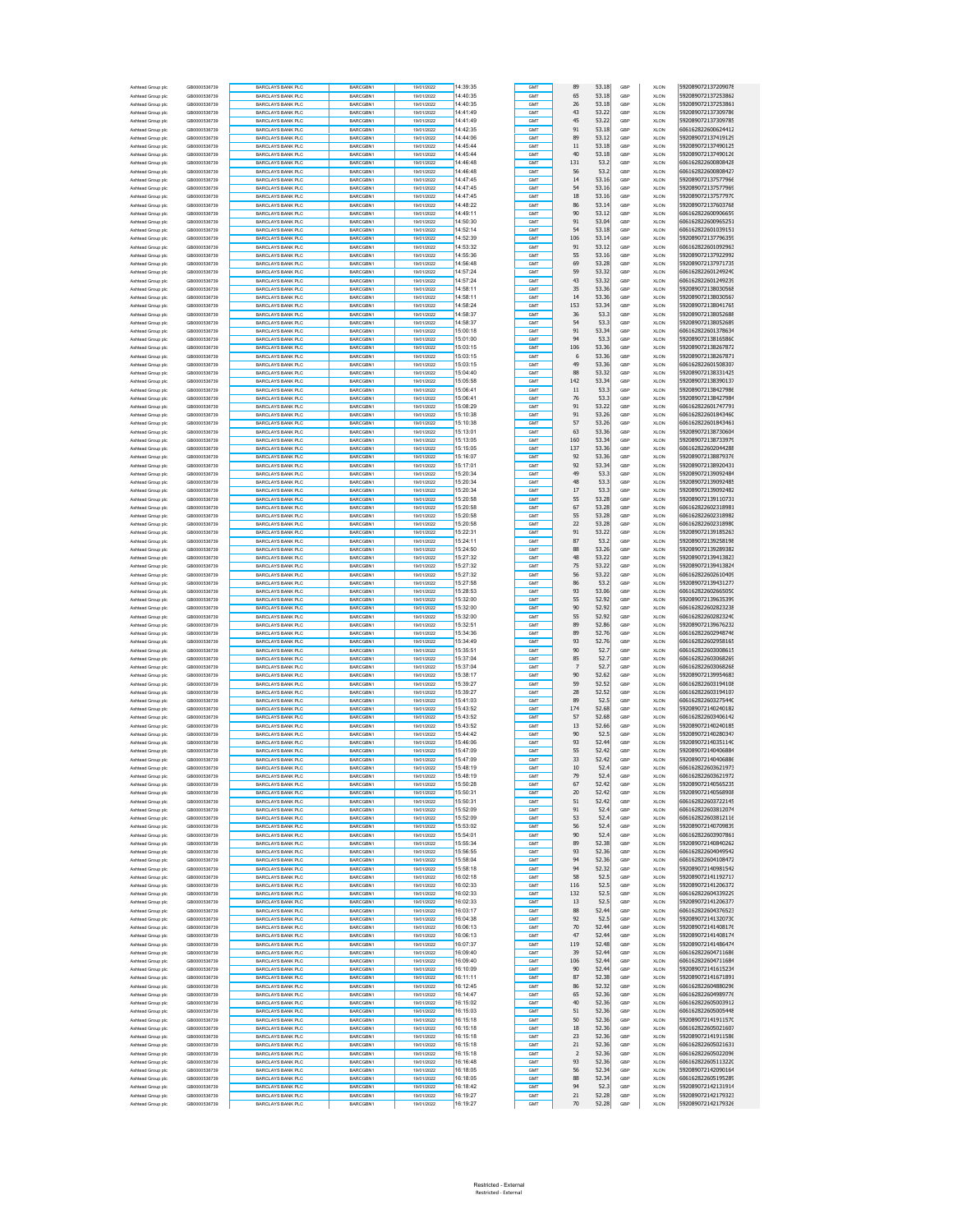| Ashtead Group plc | GB0000536739 | BARCLAYS BANK PLC | BARCGBN1 | 19/01/2022 | 14:39:35 | GMT | 89 | 53.18 | GBP | XLON | 592089072137209078 |
|---|---|---|---|---|---|---|---|---|---|---|---|
| Ashtead Group plc | GB0000536739 | BARCLAYS BANK PLC | BARCGBN1 | 19/01/2022 | 14:40:35 | GMT | 65 | 53.18 | GBP | XLON | 592089072137253862 |
| Ashtead Group plc | GB0000536739 | BARCLAYS BANK PLC | BARCGBN1 | 19/01/2022 | 14:40:35 | GMT | 26 | 53.18 | GBP | XLON | 592089072137253861 |
| Ashtead Group plc | GB0000536739 | BARCLAYS BANK PLC | BARCGBN1 | 19/01/2022 | 14:41:49 | GMT | 43 | 53.22 | GBP | XLON | 592089072137309786 |
| Ashtead Group plc | GB0000536739 | BARCLAYS BANK PLC | BARCGBN1 | 19/01/2022 | 14:41:49 | GMT | 45 | 53.22 | GBP | XLON | 592089072137309785 |
| Ashtead Group plc | GB0000536739 | BARCLAYS BANK PLC | BARCGBN1 | 19/01/2022 | 14:42:35 | GMT | 91 | 53.18 | GBP | XLON | 606162822600624412 |
| Ashtead Group plc | GB0000536739 | BARCLAYS BANK PLC | BARCGBN1 | 19/01/2022 | 14:44:06 | GMT | 89 | 53.12 | GBP | XLON | 592089072137419129 |
| Ashtead Group plc | GB0000536739 | BARCLAYS BANK PLC | BARCGBN1 | 19/01/2022 | 14:45:44 | GMT | 11 | 53.18 | GBP | XLON | 592089072137490125 |
| Ashtead Group plc | GB0000536739 | BARCLAYS BANK PLC | BARCGBN1 | 19/01/2022 | 14:45:44 | GMT | 40 | 53.18 | GBP | XLON | 592089072137490126 |
| Ashtead Group plc | GB0000536739 | BARCLAYS BANK PLC | BARCGBN1 | 19/01/2022 | 14:46:48 | GMT | 131 | 53.2 | GBP | XLON | 606162822600808428 |
| Ashtead Group plc | GB0000536739 | BARCLAYS BANK PLC | BARCGBN1 | 19/01/2022 | 14:46:48 | GMT | 56 | 53.2 | GBP | XLON | 606162822600808427 |
| Ashtead Group plc | GB0000536739 | BARCLAYS BANK PLC | BARCGBN1 | 19/01/2022 | 14:47:45 | GMT | 14 | 53.16 | GBP | XLON | 592089072137577966 |
| Ashtead Group plc | GB0000536739 | BARCLAYS BANK PLC | BARCGBN1 | 19/01/2022 | 14:47:45 | GMT | 54 | 53.16 | GBP | XLON | 592089072137577969 |
| Ashtead Group plc | GB0000536739 | BARCLAYS BANK PLC | BARCGBN1 | 19/01/2022 | 14:47:45 | GMT | 18 | 53.16 | GBP | XLON | 592089072137577970 |
| Ashtead Group plc | GB0000536739 | BARCLAYS BANK PLC | BARCGBN1 | 19/01/2022 | 14:48:22 | GMT | 86 | 53.14 | GBP | XLON | 592089072137603768 |
| Ashtead Group plc | GB0000536739 | BARCLAYS BANK PLC | BARCGBN1 | 19/01/2022 | 14:49:11 | GMT | 90 | 53.12 | GBP | XLON | 606162822600906659 |
| Ashtead Group plc | GB0000536739 | BARCLAYS BANK PLC | BARCGBN1 | 19/01/2022 | 14:50:30 | GMT | 91 | 53.04 | GBP | XLON | 606162822600965251 |
| Ashtead Group plc | GB0000536739 | BARCLAYS BANK PLC | BARCGBN1 | 19/01/2022 | 14:52:14 | GMT | 54 | 53.18 | GBP | XLON | 606162822601039151 |
| Ashtead Group plc | GB0000536739 | BARCLAYS BANK PLC | BARCGBN1 | 19/01/2022 | 14:52:39 | GMT | 106 | 53.14 | GBP | XLON | 592089072137796359 |
| Ashtead Group plc | GB0000536739 | BARCLAYS BANK PLC | BARCGBN1 | 19/01/2022 | 14:53:32 | GMT | 91 | 53.12 | GBP | XLON | 606162822601092963 |
| Ashtead Group plc | GB0000536739 | BARCLAYS BANK PLC | BARCGBN1 | 19/01/2022 | 14:55:36 | GMT | 55 | 53.16 | GBP | XLON | 592089072137922992 |
| Ashtead Group plc | GB0000536739 | BARCLAYS BANK PLC | BARCGBN1 | 19/01/2022 | 14:56:48 | GMT | 69 | 53.28 | GBP | XLON | 592089072137971735 |
| Ashtead Group plc | GB0000536739 | BARCLAYS BANK PLC | BARCGBN1 | 19/01/2022 | 14:57:24 | GMT | 59 | 53.32 | GBP | XLON | 606162822601249240 |
| Ashtead Group plc | GB0000536739 | BARCLAYS BANK PLC | BARCGBN1 | 19/01/2022 | 14:57:24 | GMT | 43 | 53.32 | GBP | XLON | 606162822601249239 |
| Ashtead Group plc | GB0000536739 | BARCLAYS BANK PLC | BARCGBN1 | 19/01/2022 | 14:58:11 | GMT | 35 | 53.36 | GBP | XLON | 592089072138030568 |
| Ashtead Group plc | GB0000536739 | BARCLAYS BANK PLC | BARCGBN1 | 19/01/2022 | 14:58:11 | GMT | 14 | 53.36 | GBP | XLON | 592089072138030567 |
| Ashtead Group plc | GB0000536739 | BARCLAYS BANK PLC | BARCGBN1 | 19/01/2022 | 14:58:24 | GMT | 153 | 53.34 | GBP | XLON | 592089072138041765 |
| Ashtead Group plc | GB0000536739 | BARCLAYS BANK PLC | BARCGBN1 | 19/01/2022 | 14:58:37 | GMT | 36 | 53.3 | GBP | XLON | 592089072138052688 |
| Ashtead Group plc | GB0000536739 | BARCLAYS BANK PLC | BARCGBN1 | 19/01/2022 | 14:58:37 | GMT | 54 | 53.3 | GBP | XLON | 592089072138052689 |
| Ashtead Group plc | GB0000536739 | BARCLAYS BANK PLC | BARCGBN1 | 19/01/2022 | 15:00:18 | GMT | 91 | 53.34 | GBP | XLON | 606162822601378634 |
| Ashtead Group plc | GB0000536739 | BARCLAYS BANK PLC | BARCGBN1 | 19/01/2022 | 15:01:00 | GMT | 94 | 53.3 | GBP | XLON | 592089072138165860 |
| Ashtead Group plc | GB0000536739 | BARCLAYS BANK PLC | BARCGBN1 | 19/01/2022 | 15:03:15 | GMT | 106 | 53.36 | GBP | XLON | 592089072138267872 |
| Ashtead Group plc | GB0000536739 | BARCLAYS BANK PLC | BARCGBN1 | 19/01/2022 | 15:03:15 | GMT | 6 | 53.36 | GBP | XLON | 592089072138267871 |
| Ashtead Group plc | GB0000536739 | BARCLAYS BANK PLC | BARCGBN1 | 19/01/2022 | 15:03:15 | GMT | 49 | 53.36 | GBP | XLON | 606162822601508307 |
| Ashtead Group plc | GB0000536739 | BARCLAYS BANK PLC | BARCGBN1 | 19/01/2022 | 15:04:40 | GMT | 88 | 53.32 | GBP | XLON | 592089072138331425 |
| Ashtead Group plc | GB0000536739 | BARCLAYS BANK PLC | BARCGBN1 | 19/01/2022 | 15:05:58 | GMT | 142 | 53.34 | GBP | XLON | 592089072138390137 |
| Ashtead Group plc | GB0000536739 | BARCLAYS BANK PLC | BARCGBN1 | 19/01/2022 | 15:06:41 | GMT | 11 | 53.3 | GBP | XLON | 592089072138427986 |
| Ashtead Group plc | GB0000536739 | BARCLAYS BANK PLC | BARCGBN1 | 19/01/2022 | 15:06:41 | GMT | 76 | 53.3 | GBP | XLON | 592089072138427984 |
| Ashtead Group plc | GB0000536739 | BARCLAYS BANK PLC | BARCGBN1 | 19/01/2022 | 15:08:29 | GMT | 91 | 53.22 | GBP | XLON | 606162822601747791 |
| Ashtead Group plc | GB0000536739 | BARCLAYS BANK PLC | BARCGBN1 | 19/01/2022 | 15:10:38 | GMT | 91 | 53.26 | GBP | XLON | 606162822601843460 |
| Ashtead Group plc | GB0000536739 | BARCLAYS BANK PLC | BARCGBN1 | 19/01/2022 | 15:10:38 | GMT | 57 | 53.26 | GBP | XLON | 606162822601843461 |
| Ashtead Group plc | GB0000536739 | BARCLAYS BANK PLC | BARCGBN1 | 19/01/2022 | 15:13:01 | GMT | 63 | 53.36 | GBP | XLON | 592089072138730604 |
| Ashtead Group plc | GB0000536739 | BARCLAYS BANK PLC | BARCGBN1 | 19/01/2022 | 15:13:05 | GMT | 160 | 53.34 | GBP | XLON | 592089072138733979 |
| Ashtead Group plc | GB0000536739 | BARCLAYS BANK PLC | BARCGBN1 | 19/01/2022 | 15:15:05 | GMT | 137 | 53.36 | GBP | XLON | 606162822602044288 |
| Ashtead Group plc | GB0000536739 | BARCLAYS BANK PLC | BARCGBN1 | 19/01/2022 | 15:16:07 | GMT | 92 | 53.36 | GBP | XLON | 592089072138879376 |
| Ashtead Group plc | GB0000536739 | BARCLAYS BANK PLC | BARCGBN1 | 19/01/2022 | 15:17:01 | GMT | 92 | 53.34 | GBP | XLON | 592089072138920431 |
| Ashtead Group plc | GB0000536739 | BARCLAYS BANK PLC | BARCGBN1 | 19/01/2022 | 15:20:34 | GMT | 49 | 53.3 | GBP | XLON | 592089072139092484 |
| Ashtead Group plc | GB0000536739 | BARCLAYS BANK PLC | BARCGBN1 | 19/01/2022 | 15:20:34 | GMT | 48 | 53.3 | GBP | XLON | 592089072139092485 |
| Ashtead Group plc | GB0000536739 | BARCLAYS BANK PLC | BARCGBN1 | 19/01/2022 | 15:20:34 | GMT | 17 | 53.3 | GBP | XLON | 592089072139092482 |
| Ashtead Group plc | GB0000536739 | BARCLAYS BANK PLC | BARCGBN1 | 19/01/2022 | 15:20:58 | GMT | 55 | 53.28 | GBP | XLON | 592089072139110731 |
| Ashtead Group plc | GB0000536739 | BARCLAYS BANK PLC | BARCGBN1 | 19/01/2022 | 15:20:58 | GMT | 67 | 53.28 | GBP | XLON | 606162822602318981 |
| Ashtead Group plc | GB0000536739 | BARCLAYS BANK PLC | BARCGBN1 | 19/01/2022 | 15:20:58 | GMT | 55 | 53.28 | GBP | XLON | 606162822602318982 |
| Ashtead Group plc | GB0000536739 | BARCLAYS BANK PLC | BARCGBN1 | 19/01/2022 | 15:20:58 | GMT | 22 | 53.28 | GBP | XLON | 606162822602318980 |
| Ashtead Group plc | GB0000536739 | BARCLAYS BANK PLC | BARCGBN1 | 19/01/2022 | 15:22:31 | GMT | 91 | 53.22 | GBP | XLON | 592089072139185263 |
| Ashtead Group plc | GB0000536739 | BARCLAYS BANK PLC | BARCGBN1 | 19/01/2022 | 15:24:11 | GMT | 87 | 53.2 | GBP | XLON | 592089072139258198 |
| Ashtead Group plc | GB0000536739 | BARCLAYS BANK PLC | BARCGBN1 | 19/01/2022 | 15:24:50 | GMT | 88 | 53.26 | GBP | XLON | 592089072139289382 |
| Ashtead Group plc | GB0000536739 | BARCLAYS BANK PLC | BARCGBN1 | 19/01/2022 | 15:27:32 | GMT | 48 | 53.22 | GBP | XLON | 592089072139413823 |
| Ashtead Group plc | GB0000536739 | BARCLAYS BANK PLC | BARCGBN1 | 19/01/2022 | 15:27:32 | GMT | 75 | 53.22 | GBP | XLON | 592089072139413824 |
| Ashtead Group plc | GB0000536739 | BARCLAYS BANK PLC | BARCGBN1 | 19/01/2022 | 15:27:32 | GMT | 56 | 53.22 | GBP | XLON | 606162822602610409 |
| Ashtead Group plc | GB0000536739 | BARCLAYS BANK PLC | BARCGBN1 | 19/01/2022 | 15:27:58 | GMT | 86 | 53.2 | GBP | XLON | 592089072139431277 |
| Ashtead Group plc | GB0000536739 | BARCLAYS BANK PLC | BARCGBN1 | 19/01/2022 | 15:28:53 | GMT | 93 | 53.06 | GBP | XLON | 606162822602665050 |
| Ashtead Group plc | GB0000536739 | BARCLAYS BANK PLC | BARCGBN1 | 19/01/2022 | 15:32:00 | GMT | 55 | 52.92 | GBP | XLON | 592089072139635399 |
| Ashtead Group plc | GB0000536739 | BARCLAYS BANK PLC | BARCGBN1 | 19/01/2022 | 15:32:00 | GMT | 90 | 52.92 | GBP | XLON | 606162822602823238 |
| Ashtead Group plc | GB0000536739 | BARCLAYS BANK PLC | BARCGBN1 | 19/01/2022 | 15:32:00 | GMT | 55 | 52.92 | GBP | XLON | 606162822602823240 |
| Ashtead Group plc | GB0000536739 | BARCLAYS BANK PLC | BARCGBN1 | 19/01/2022 | 15:32:51 | GMT | 89 | 52.86 | GBP | XLON | 592089072139676232 |
| Ashtead Group plc | GB0000536739 | BARCLAYS BANK PLC | BARCGBN1 | 19/01/2022 | 15:34:36 | GMT | 89 | 52.76 | GBP | XLON | 606162822602948746 |
| Ashtead Group plc | GB0000536739 | BARCLAYS BANK PLC | BARCGBN1 | 19/01/2022 | 15:34:49 | GMT | 93 | 52.76 | GBP | XLON | 606162822602958165 |
| Ashtead Group plc | GB0000536739 | BARCLAYS BANK PLC | BARCGBN1 | 19/01/2022 | 15:35:51 | GMT | 90 | 52.7 | GBP | XLON | 606162822603008615 |
| Ashtead Group plc | GB0000536739 | BARCLAYS BANK PLC | BARCGBN1 | 19/01/2022 | 15:37:04 | GMT | 85 | 52.7 | GBP | XLON | 606162822603068269 |
| Ashtead Group plc | GB0000536739 | BARCLAYS BANK PLC | BARCGBN1 | 19/01/2022 | 15:37:04 | GMT | 7 | 52.7 | GBP | XLON | 606162822603068268 |
| Ashtead Group plc | GB0000536739 | BARCLAYS BANK PLC | BARCGBN1 | 19/01/2022 | 15:38:17 | GMT | 90 | 52.62 | GBP | XLON | 592089072139954683 |
| Ashtead Group plc | GB0000536739 | BARCLAYS BANK PLC | BARCGBN1 | 19/01/2022 | 15:39:27 | GMT | 59 | 52.52 | GBP | XLON | 606162822603194108 |
| Ashtead Group plc | GB0000536739 | BARCLAYS BANK PLC | BARCGBN1 | 19/01/2022 | 15:39:27 | GMT | 28 | 52.52 | GBP | XLON | 606162822603194107 |
| Ashtead Group plc | GB0000536739 | BARCLAYS BANK PLC | BARCGBN1 | 19/01/2022 | 15:41:03 | GMT | 89 | 52.5 | GBP | XLON | 606162822603275440 |
| Ashtead Group plc | GB0000536739 | BARCLAYS BANK PLC | BARCGBN1 | 19/01/2022 | 15:43:52 | GMT | 174 | 52.68 | GBP | XLON | 592089072140240182 |
| Ashtead Group plc | GB0000536739 | BARCLAYS BANK PLC | BARCGBN1 | 19/01/2022 | 15:43:52 | GMT | 57 | 52.68 | GBP | XLON | 606162822603406142 |
| Ashtead Group plc | GB0000536739 | BARCLAYS BANK PLC | BARCGBN1 | 19/01/2022 | 15:43:52 | GMT | 13 | 52.66 | GBP | XLON | 592089072140240185 |
| Ashtead Group plc | GB0000536739 | BARCLAYS BANK PLC | BARCGBN1 | 19/01/2022 | 15:44:42 | GMT | 90 | 52.5 | GBP | XLON | 592089072140280347 |
| Ashtead Group plc | GB0000536739 | BARCLAYS BANK PLC | BARCGBN1 | 19/01/2022 | 15:46:06 | GMT | 93 | 52.44 | GBP | XLON | 592089072140351140 |
| Ashtead Group plc | GB0000536739 | BARCLAYS BANK PLC | BARCGBN1 | 19/01/2022 | 15:47:09 | GMT | 55 | 52.42 | GBP | XLON | 592089072140406884 |
| Ashtead Group plc | GB0000536739 | BARCLAYS BANK PLC | BARCGBN1 | 19/01/2022 | 15:47:09 | GMT | 33 | 52.42 | GBP | XLON | 592089072140406886 |
| Ashtead Group plc | GB0000536739 | BARCLAYS BANK PLC | BARCGBN1 | 19/01/2022 | 15:48:19 | GMT | 10 | 52.4 | GBP | XLON | 606162822603621973 |
| Ashtead Group plc | GB0000536739 | BARCLAYS BANK PLC | BARCGBN1 | 19/01/2022 | 15:48:19 | GMT | 79 | 52.4 | GBP | XLON | 606162822603621972 |
| Ashtead Group plc | GB0000536739 | BARCLAYS BANK PLC | BARCGBN1 | 19/01/2022 | 15:50:28 | GMT | 67 | 52.42 | GBP | XLON | 592089072140565235 |
| Ashtead Group plc | GB0000536739 | BARCLAYS BANK PLC | BARCGBN1 | 19/01/2022 | 15:50:31 | GMT | 20 | 52.42 | GBP | XLON | 592089072140568908 |
| Ashtead Group plc | GB0000536739 | BARCLAYS BANK PLC | BARCGBN1 | 19/01/2022 | 15:50:31 | GMT | 51 | 52.42 | GBP | XLON | 606162822603722145 |
| Ashtead Group plc | GB0000536739 | BARCLAYS BANK PLC | BARCGBN1 | 19/01/2022 | 15:52:09 | GMT | 91 | 52.4 | GBP | XLON | 606162822603812074 |
| Ashtead Group plc | GB0000536739 | BARCLAYS BANK PLC | BARCGBN1 | 19/01/2022 | 15:52:09 | GMT | 53 | 52.4 | GBP | XLON | 606162822603812116 |
| Ashtead Group plc | GB0000536739 | BARCLAYS BANK PLC | BARCGBN1 | 19/01/2022 | 15:53:02 | GMT | 56 | 52.4 | GBP | XLON | 592089072140709839 |
| Ashtead Group plc | GB0000536739 | BARCLAYS BANK PLC | BARCGBN1 | 19/01/2022 | 15:54:01 | GMT | 90 | 52.4 | GBP | XLON | 606162822603907861 |
| Ashtead Group plc | GB0000536739 | BARCLAYS BANK PLC | BARCGBN1 | 19/01/2022 | 15:55:34 | GMT | 89 | 52.38 | GBP | XLON | 592089072140840262 |
| Ashtead Group plc | GB0000536739 | BARCLAYS BANK PLC | BARCGBN1 | 19/01/2022 | 15:56:55 | GMT | 93 | 52.36 | GBP | XLON | 606162822604049542 |
| Ashtead Group plc | GB0000536739 | BARCLAYS BANK PLC | BARCGBN1 | 19/01/2022 | 15:58:04 | GMT | 94 | 52.36 | GBP | XLON | 606162822604108472 |
| Ashtead Group plc | GB0000536739 | BARCLAYS BANK PLC | BARCGBN1 | 19/01/2022 | 15:58:18 | GMT | 94 | 52.32 | GBP | XLON | 592089072140981542 |
| Ashtead Group plc | GB0000536739 | BARCLAYS BANK PLC | BARCGBN1 | 19/01/2022 | 16:02:18 | GMT | 58 | 52.5 | GBP | XLON | 592089072141192717 |
| Ashtead Group plc | GB0000536739 | BARCLAYS BANK PLC | BARCGBN1 | 19/01/2022 | 16:02:33 | GMT | 116 | 52.5 | GBP | XLON | 592089072141206372 |
| Ashtead Group plc | GB0000536739 | BARCLAYS BANK PLC | BARCGBN1 | 19/01/2022 | 16:02:33 | GMT | 132 | 52.5 | GBP | XLON | 606162822604339229 |
| Ashtead Group plc | GB0000536739 | BARCLAYS BANK PLC | BARCGBN1 | 19/01/2022 | 16:02:33 | GMT | 13 | 52.5 | GBP | XLON | 592089072141206377 |
| Ashtead Group plc | GB0000536739 | BARCLAYS BANK PLC | BARCGBN1 | 19/01/2022 | 16:03:17 | GMT | 88 | 52.44 | GBP | XLON | 606162822604376523 |
| Ashtead Group plc | GB0000536739 | BARCLAYS BANK PLC | BARCGBN1 | 19/01/2022 | 16:04:38 | GMT | 92 | 52.5 | GBP | XLON | 592089072141320730 |
| Ashtead Group plc | GB0000536739 | BARCLAYS BANK PLC | BARCGBN1 | 19/01/2022 | 16:06:13 | GMT | 70 | 52.44 | GBP | XLON | 592089072141408176 |
| Ashtead Group plc | GB0000536739 | BARCLAYS BANK PLC | BARCGBN1 | 19/01/2022 | 16:06:13 | GMT | 47 | 52.44 | GBP | XLON | 592089072141408174 |
| Ashtead Group plc | GB0000536739 | BARCLAYS BANK PLC | BARCGBN1 | 19/01/2022 | 16:07:37 | GMT | 119 | 52.48 | GBP | XLON | 592089072141486474 |
| Ashtead Group plc | GB0000536739 | BARCLAYS BANK PLC | BARCGBN1 | 19/01/2022 | 16:09:40 | GMT | 39 | 52.44 | GBP | XLON | 606162822604711686 |
| Ashtead Group plc | GB0000536739 | BARCLAYS BANK PLC | BARCGBN1 | 19/01/2022 | 16:09:40 | GMT | 106 | 52.44 | GBP | XLON | 606162822604711684 |
| Ashtead Group plc | GB0000536739 | BARCLAYS BANK PLC | BARCGBN1 | 19/01/2022 | 16:10:09 | GMT | 90 | 52.44 | GBP | XLON | 592089072141615234 |
| Ashtead Group plc | GB0000536739 | BARCLAYS BANK PLC | BARCGBN1 | 19/01/2022 | 16:11:11 | GMT | 87 | 52.38 | GBP | XLON | 592089072141671891 |
| Ashtead Group plc | GB0000536739 | BARCLAYS BANK PLC | BARCGBN1 | 19/01/2022 | 16:12:45 | GMT | 86 | 52.32 | GBP | XLON | 606162822604880296 |
| Ashtead Group plc | GB0000536739 | BARCLAYS BANK PLC | BARCGBN1 | 19/01/2022 | 16:14:47 | GMT | 65 | 52.36 | GBP | XLON | 606162822604989776 |
| Ashtead Group plc | GB0000536739 | BARCLAYS BANK PLC | BARCGBN1 | 19/01/2022 | 16:15:02 | GMT | 40 | 52.36 | GBP | XLON | 606162822605003912 |
| Ashtead Group plc | GB0000536739 | BARCLAYS BANK PLC | BARCGBN1 | 19/01/2022 | 16:15:03 | GMT | 51 | 52.36 | GBP | XLON | 606162822605005448 |
| Ashtead Group plc | GB0000536739 | BARCLAYS BANK PLC | BARCGBN1 | 19/01/2022 | 16:15:18 | GMT | 50 | 52.36 | GBP | XLON | 592089072141911570 |
| Ashtead Group plc | GB0000536739 | BARCLAYS BANK PLC | BARCGBN1 | 19/01/2022 | 16:15:18 | GMT | 18 | 52.36 | GBP | XLON | 606162822605021607 |
| Ashtead Group plc | GB0000536739 | BARCLAYS BANK PLC | BARCGBN1 | 19/01/2022 | 16:15:18 | GMT | 23 | 52.36 | GBP | XLON | 592089072141911586 |
| Ashtead Group plc | GB0000536739 | BARCLAYS BANK PLC | BARCGBN1 | 19/01/2022 | 16:15:18 | GMT | 21 | 52.36 | GBP | XLON | 606162822605021631 |
| Ashtead Group plc | GB0000536739 | BARCLAYS BANK PLC | BARCGBN1 | 19/01/2022 | 16:15:18 | GMT | 2 | 52.36 | GBP | XLON | 606162822605022096 |
| Ashtead Group plc | GB0000536739 | BARCLAYS BANK PLC | BARCGBN1 | 19/01/2022 | 16:16:48 | GMT | 93 | 52.36 | GBP | XLON | 606162822605113220 |
| Ashtead Group plc | GB0000536739 | BARCLAYS BANK PLC | BARCGBN1 | 19/01/2022 | 16:18:05 | GMT | 56 | 52.34 | GBP | XLON | 592089072142090164 |
| Ashtead Group plc | GB0000536739 | BARCLAYS BANK PLC | BARCGBN1 | 19/01/2022 | 16:18:05 | GMT | 88 | 52.34 | GBP | XLON | 606162822605195289 |
| Ashtead Group plc | GB0000536739 | BARCLAYS BANK PLC | BARCGBN1 | 19/01/2022 | 16:18:42 | GMT | 94 | 52.3 | GBP | XLON | 592089072142131914 |
| Ashtead Group plc | GB0000536739 | BARCLAYS BANK PLC | BARCGBN1 | 19/01/2022 | 16:19:27 | GMT | 21 | 52.28 | GBP | XLON | 592089072142179323 |
| Ashtead Group plc | GB0000536739 | BARCLAYS BANK PLC | BARCGBN1 | 19/01/2022 | 16:19:27 | GMT | 70 | 52.28 | GBP | XLON | 592089072142179326 |

Restricted - External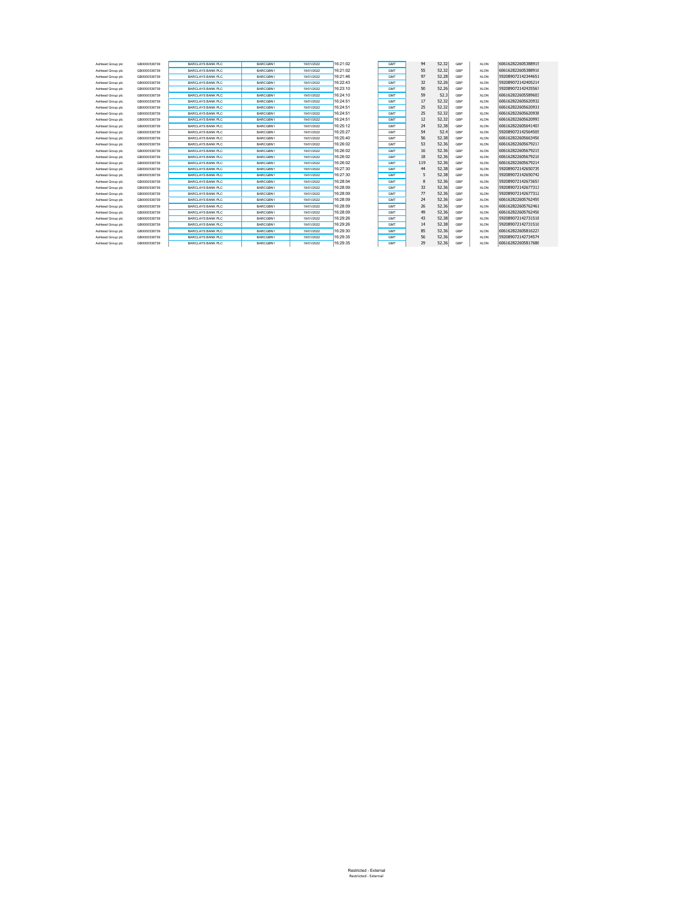| | | | | | | | | | | | |
|---|---|---|---|---|---|---|---|---|---|---|---|
| Ashtead Group plc | GB0000536739 | BARCLAYS BANK PLC | BARCGBN1 | 19/01/2022 | 16:21:02 | GMT | 94 | 52.32 | GBP | XLON | 606162822605388915 |
| Ashtead Group plc | GB0000536739 | BARCLAYS BANK PLC | BARCGBN1 | 19/01/2022 | 16:21:02 | GMT | 55 | 52.32 | GBP | XLON | 606162822605388916 |
| Ashtead Group plc | GB0000536739 | BARCLAYS BANK PLC | BARCGBN1 | 19/01/2022 | 16:21:46 | GMT | 97 | 52.28 | GBP | XLON | 592089072142344651 |
| Ashtead Group plc | GB0000536739 | BARCLAYS BANK PLC | BARCGBN1 | 19/01/2022 | 16:22:43 | GMT | 32 | 52.26 | GBP | XLON | 592089072142405214 |
| Ashtead Group plc | GB0000536739 | BARCLAYS BANK PLC | BARCGBN1 | 19/01/2022 | 16:23:10 | GMT | 50 | 52.26 | GBP | XLON | 592089072142435567 |
| Ashtead Group plc | GB0000536739 | BARCLAYS BANK PLC | BARCGBN1 | 19/01/2022 | 16:24:10 | GMT | 59 | 52.3 | GBP | XLON | 606162822605589603 |
| Ashtead Group plc | GB0000536739 | BARCLAYS BANK PLC | BARCGBN1 | 19/01/2022 | 16:24:51 | GMT | 17 | 52.32 | GBP | XLON | 606162822605620932 |
| Ashtead Group plc | GB0000536739 | BARCLAYS BANK PLC | BARCGBN1 | 19/01/2022 | 16:24:51 | GMT | 25 | 52.32 | GBP | XLON | 606162822605620931 |
| Ashtead Group plc | GB0000536739 | BARCLAYS BANK PLC | BARCGBN1 | 19/01/2022 | 16:24:51 | GMT | 25 | 52.32 | GBP | XLON | 606162822605620938 |
| Ashtead Group plc | GB0000536739 | BARCLAYS BANK PLC | BARCGBN1 | 19/01/2022 | 16:24:51 | GMT | 12 | 52.32 | GBP | XLON | 606162822605620993 |
| Ashtead Group plc | GB0000536739 | BARCLAYS BANK PLC | BARCGBN1 | 19/01/2022 | 16:25:12 | GMT | 24 | 52.38 | GBP | XLON | 606162822605641407 |
| Ashtead Group plc | GB0000536739 | BARCLAYS BANK PLC | BARCGBN1 | 19/01/2022 | 16:25:27 | GMT | 54 | 52.4 | GBP | XLON | 592089072142564509 |
| Ashtead Group plc | GB0000536739 | BARCLAYS BANK PLC | BARCGBN1 | 19/01/2022 | 16:25:40 | GMT | 56 | 52.38 | GBP | XLON | 606162822605663456 |
| Ashtead Group plc | GB0000536739 | BARCLAYS BANK PLC | BARCGBN1 | 19/01/2022 | 16:26:02 | GMT | 53 | 52.36 | GBP | XLON | 606162822605679217 |
| Ashtead Group plc | GB0000536739 | BARCLAYS BANK PLC | BARCGBN1 | 19/01/2022 | 16:26:02 | GMT | 16 | 52.36 | GBP | XLON | 606162822605679219 |
| Ashtead Group plc | GB0000536739 | BARCLAYS BANK PLC | BARCGBN1 | 19/01/2022 | 16:26:02 | GMT | 18 | 52.36 | GBP | XLON | 606162822605679216 |
| Ashtead Group plc | GB0000536739 | BARCLAYS BANK PLC | BARCGBN1 | 19/01/2022 | 16:26:02 | GMT | 119 | 52.36 | GBP | XLON | 606162822605679214 |
| Ashtead Group plc | GB0000536739 | BARCLAYS BANK PLC | BARCGBN1 | 19/01/2022 | 16:27:30 | GMT | 44 | 52.38 | GBP | XLON | 592089072142650739 |
| Ashtead Group plc | GB0000536739 | BARCLAYS BANK PLC | BARCGBN1 | 19/01/2022 | 16:27:30 | GMT | 5 | 52.38 | GBP | XLON | 592089072142650742 |
| Ashtead Group plc | GB0000536739 | BARCLAYS BANK PLC | BARCGBN1 | 19/01/2022 | 16:28:04 | GMT | 8 | 52.36 | GBP | XLON | 592089072142673657 |
| Ashtead Group plc | GB0000536739 | BARCLAYS BANK PLC | BARCGBN1 | 19/01/2022 | 16:28:09 | GMT | 33 | 52.36 | GBP | XLON | 592089072142677313 |
| Ashtead Group plc | GB0000536739 | BARCLAYS BANK PLC | BARCGBN1 | 19/01/2022 | 16:28:09 | GMT | 77 | 52.36 | GBP | XLON | 592089072142677312 |
| Ashtead Group plc | GB0000536739 | BARCLAYS BANK PLC | BARCGBN1 | 19/01/2022 | 16:28:09 | GMT | 24 | 52.36 | GBP | XLON | 606162822605762459 |
| Ashtead Group plc | GB0000536739 | BARCLAYS BANK PLC | BARCGBN1 | 19/01/2022 | 16:28:09 | GMT | 26 | 52.36 | GBP | XLON | 606162822605762461 |
| Ashtead Group plc | GB0000536739 | BARCLAYS BANK PLC | BARCGBN1 | 19/01/2022 | 16:28:09 | GMT | 49 | 52.36 | GBP | XLON | 606162822605762456 |
| Ashtead Group plc | GB0000536739 | BARCLAYS BANK PLC | BARCGBN1 | 19/01/2022 | 16:29:26 | GMT | 43 | 52.38 | GBP | XLON | 592089072142731518 |
| Ashtead Group plc | GB0000536739 | BARCLAYS BANK PLC | BARCGBN1 | 19/01/2022 | 16:29:26 | GMT | 14 | 52.38 | GBP | XLON | 592089072142731516 |
| Ashtead Group plc | GB0000536739 | BARCLAYS BANK PLC | BARCGBN1 | 19/01/2022 | 16:29:30 | GMT | 85 | 52.36 | GBP | XLON | 606162822605816227 |
| Ashtead Group plc | GB0000536739 | BARCLAYS BANK PLC | BARCGBN1 | 19/01/2022 | 16:29:35 | GMT | 56 | 52.36 | GBP | XLON | 592089072142734574 |
| Ashtead Group plc | GB0000536739 | BARCLAYS BANK PLC | BARCGBN1 | 19/01/2022 | 16:29:35 | GMT | 29 | 52.36 | GBP | XLON | 606162822605817686 |

Restricted - External
Restricted - External